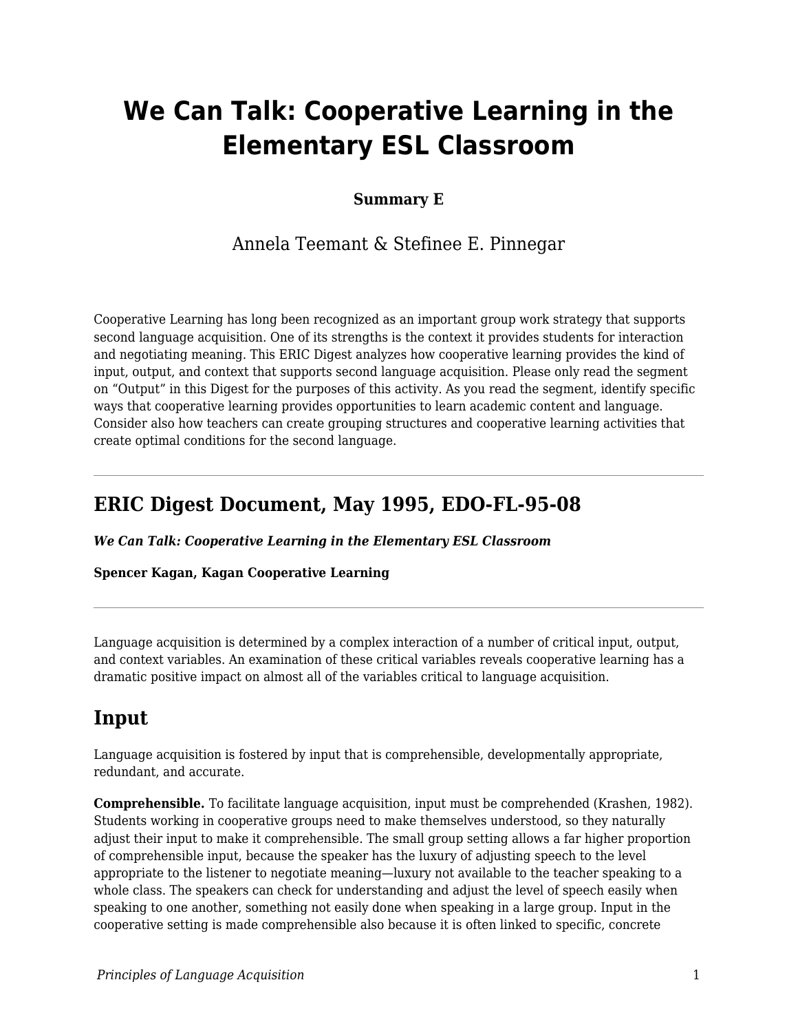# We Can Talk: Cooperative Learning in the Elementary ESL Classroom

**Summary E**

Annela Teemant & Stefinee E. Pinnegar

Cooperative Learning has long been recognized as an important group work strategy that supports second language acquisition. One of its strengths is the context it provides students for interaction and negotiating meaning. This ERIC Digest analyzes how cooperative learning provides the kind of input, output, and context that supports second language acquisition. Please only read the segment on "Output" in this Digest for the purposes of this activity. As you read the segment, identify specific ways that cooperative learning provides opportunities to learn academic content and language. Consider also how teachers can create grouping structures and cooperative learning activities that create optimal conditions for the second language.

---

## ERIC Digest Document, May 1995, EDO-FL-95-08

***We Can Talk: Cooperative Learning in the Elementary ESL Classroom***

**Spencer Kagan, Kagan Cooperative Learning**

---

Language acquisition is determined by a complex interaction of a number of critical input, output, and context variables. An examination of these critical variables reveals cooperative learning has a dramatic positive impact on almost all of the variables critical to language acquisition.

## Input

Language acquisition is fostered by input that is comprehensible, developmentally appropriate, redundant, and accurate.

**Comprehensible.** To facilitate language acquisition, input must be comprehended (Krashen, 1982). Students working in cooperative groups need to make themselves understood, so they naturally adjust their input to make it comprehensible. The small group setting allows a far higher proportion of comprehensible input, because the speaker has the luxury of adjusting speech to the level appropriate to the listener to negotiate meaning—luxury not available to the teacher speaking to a whole class. The speakers can check for understanding and adjust the level of speech easily when speaking to one another, something not easily done when speaking in a large group. Input in the cooperative setting is made comprehensible also because it is often linked to specific, concrete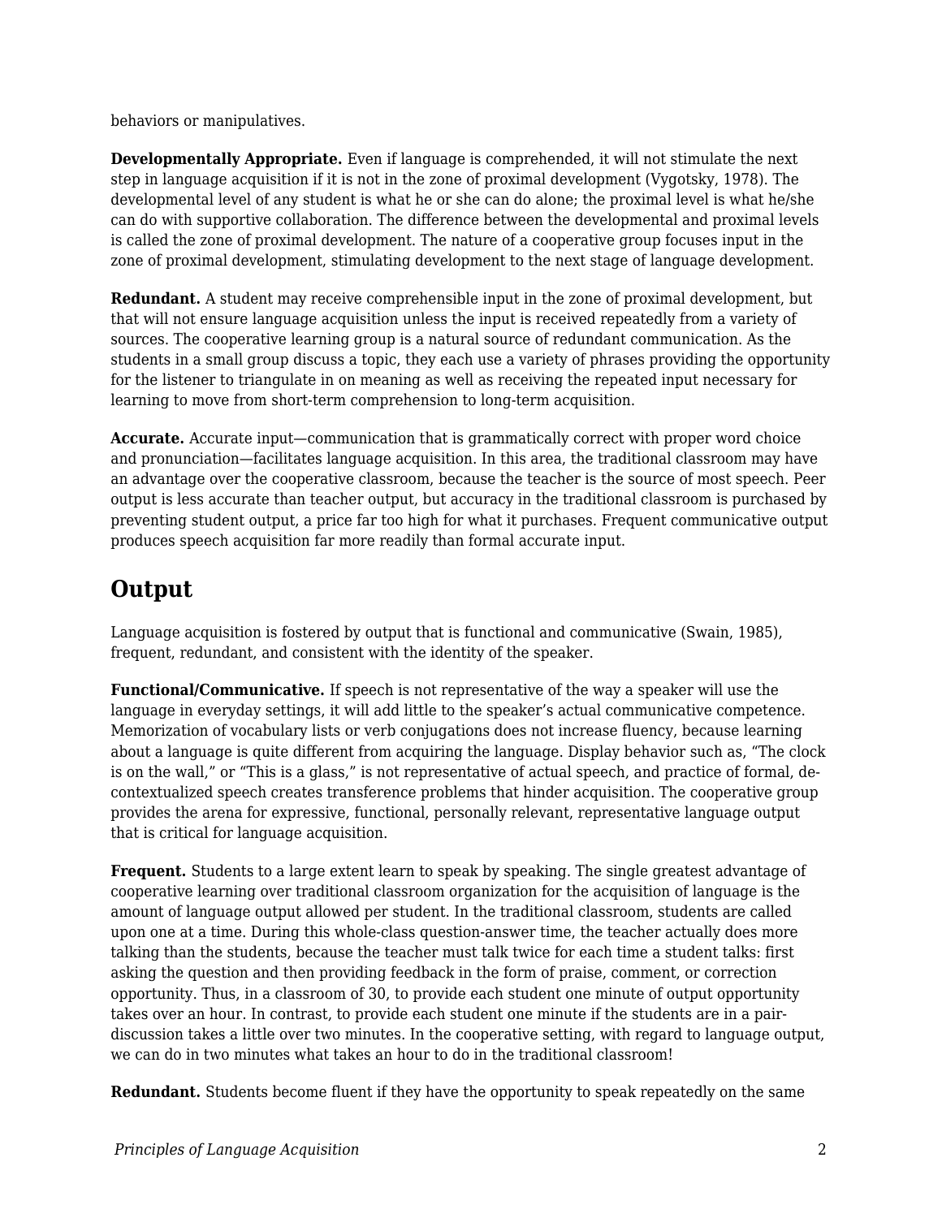behaviors or manipulatives.

**Developmentally Appropriate.** Even if language is comprehended, it will not stimulate the next step in language acquisition if it is not in the zone of proximal development (Vygotsky, 1978). The developmental level of any student is what he or she can do alone; the proximal level is what he/she can do with supportive collaboration. The difference between the developmental and proximal levels is called the zone of proximal development. The nature of a cooperative group focuses input in the zone of proximal development, stimulating development to the next stage of language development.

**Redundant.** A student may receive comprehensible input in the zone of proximal development, but that will not ensure language acquisition unless the input is received repeatedly from a variety of sources. The cooperative learning group is a natural source of redundant communication. As the students in a small group discuss a topic, they each use a variety of phrases providing the opportunity for the listener to triangulate in on meaning as well as receiving the repeated input necessary for learning to move from short-term comprehension to long-term acquisition.

**Accurate.** Accurate input—communication that is grammatically correct with proper word choice and pronunciation—facilitates language acquisition. In this area, the traditional classroom may have an advantage over the cooperative classroom, because the teacher is the source of most speech. Peer output is less accurate than teacher output, but accuracy in the traditional classroom is purchased by preventing student output, a price far too high for what it purchases. Frequent communicative output produces speech acquisition far more readily than formal accurate input.

## Output

Language acquisition is fostered by output that is functional and communicative (Swain, 1985), frequent, redundant, and consistent with the identity of the speaker.

**Functional/Communicative.** If speech is not representative of the way a speaker will use the language in everyday settings, it will add little to the speaker's actual communicative competence. Memorization of vocabulary lists or verb conjugations does not increase fluency, because learning about a language is quite different from acquiring the language. Display behavior such as, "The clock is on the wall," or "This is a glass," is not representative of actual speech, and practice of formal, de-contextualized speech creates transference problems that hinder acquisition. The cooperative group provides the arena for expressive, functional, personally relevant, representative language output that is critical for language acquisition.

**Frequent.** Students to a large extent learn to speak by speaking. The single greatest advantage of cooperative learning over traditional classroom organization for the acquisition of language is the amount of language output allowed per student. In the traditional classroom, students are called upon one at a time. During this whole-class question-answer time, the teacher actually does more talking than the students, because the teacher must talk twice for each time a student talks: first asking the question and then providing feedback in the form of praise, comment, or correction opportunity. Thus, in a classroom of 30, to provide each student one minute of output opportunity takes over an hour. In contrast, to provide each student one minute if the students are in a pair-discussion takes a little over two minutes. In the cooperative setting, with regard to language output, we can do in two minutes what takes an hour to do in the traditional classroom!

**Redundant.** Students become fluent if they have the opportunity to speak repeatedly on the same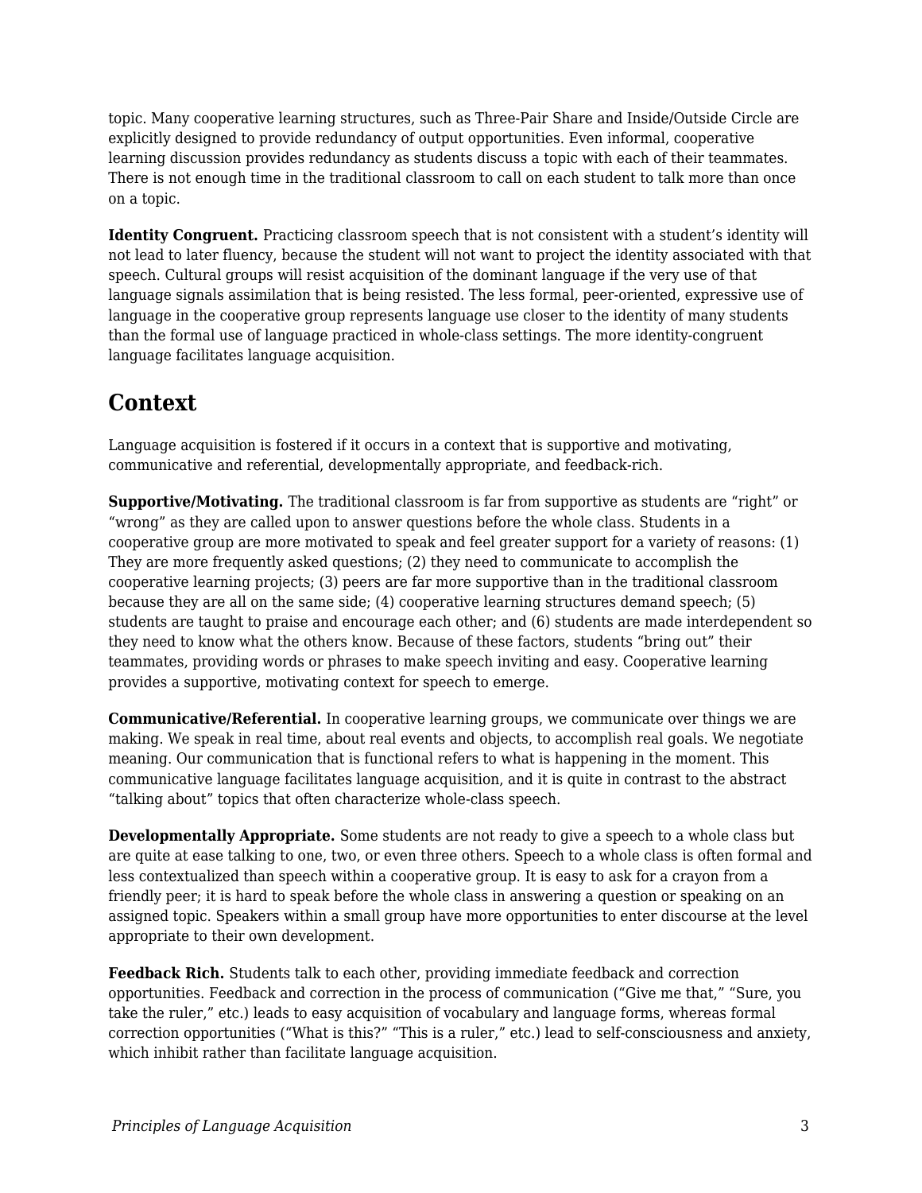topic. Many cooperative learning structures, such as Three-Pair Share and Inside/Outside Circle are explicitly designed to provide redundancy of output opportunities. Even informal, cooperative learning discussion provides redundancy as students discuss a topic with each of their teammates. There is not enough time in the traditional classroom to call on each student to talk more than once on a topic.

**Identity Congruent.** Practicing classroom speech that is not consistent with a student's identity will not lead to later fluency, because the student will not want to project the identity associated with that speech. Cultural groups will resist acquisition of the dominant language if the very use of that language signals assimilation that is being resisted. The less formal, peer-oriented, expressive use of language in the cooperative group represents language use closer to the identity of many students than the formal use of language practiced in whole-class settings. The more identity-congruent language facilitates language acquisition.

## Context

Language acquisition is fostered if it occurs in a context that is supportive and motivating, communicative and referential, developmentally appropriate, and feedback-rich.

**Supportive/Motivating.** The traditional classroom is far from supportive as students are "right" or "wrong" as they are called upon to answer questions before the whole class. Students in a cooperative group are more motivated to speak and feel greater support for a variety of reasons: (1) They are more frequently asked questions; (2) they need to communicate to accomplish the cooperative learning projects; (3) peers are far more supportive than in the traditional classroom because they are all on the same side; (4) cooperative learning structures demand speech; (5) students are taught to praise and encourage each other; and (6) students are made interdependent so they need to know what the others know. Because of these factors, students "bring out" their teammates, providing words or phrases to make speech inviting and easy. Cooperative learning provides a supportive, motivating context for speech to emerge.

**Communicative/Referential.** In cooperative learning groups, we communicate over things we are making. We speak in real time, about real events and objects, to accomplish real goals. We negotiate meaning. Our communication that is functional refers to what is happening in the moment. This communicative language facilitates language acquisition, and it is quite in contrast to the abstract "talking about" topics that often characterize whole-class speech.

**Developmentally Appropriate.** Some students are not ready to give a speech to a whole class but are quite at ease talking to one, two, or even three others. Speech to a whole class is often formal and less contextualized than speech within a cooperative group. It is easy to ask for a crayon from a friendly peer; it is hard to speak before the whole class in answering a question or speaking on an assigned topic. Speakers within a small group have more opportunities to enter discourse at the level appropriate to their own development.

**Feedback Rich.** Students talk to each other, providing immediate feedback and correction opportunities. Feedback and correction in the process of communication ("Give me that," "Sure, you take the ruler," etc.) leads to easy acquisition of vocabulary and language forms, whereas formal correction opportunities ("What is this?" "This is a ruler," etc.) lead to self-consciousness and anxiety, which inhibit rather than facilitate language acquisition.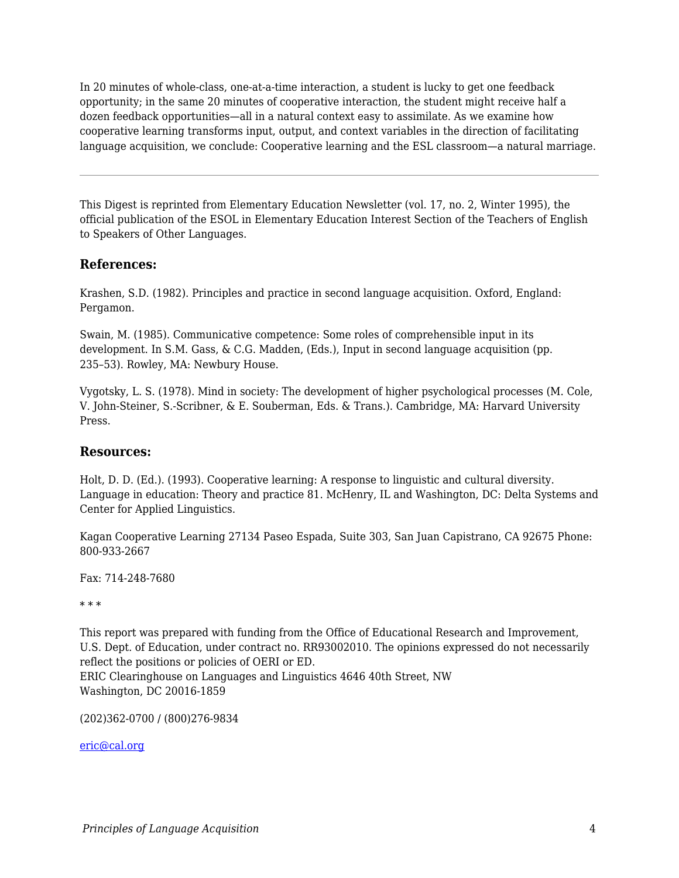In 20 minutes of whole-class, one-at-a-time interaction, a student is lucky to get one feedback opportunity; in the same 20 minutes of cooperative interaction, the student might receive half a dozen feedback opportunities—all in a natural context easy to assimilate. As we examine how cooperative learning transforms input, output, and context variables in the direction of facilitating language acquisition, we conclude: Cooperative learning and the ESL classroom—a natural marriage.

---

This Digest is reprinted from Elementary Education Newsletter (vol. 17, no. 2, Winter 1995), the official publication of the ESOL in Elementary Education Interest Section of the Teachers of English to Speakers of Other Languages.

### References:

Krashen, S.D. (1982). Principles and practice in second language acquisition. Oxford, England: Pergamon.

Swain, M. (1985). Communicative competence: Some roles of comprehensible input in its development. In S.M. Gass, & C.G. Madden, (Eds.), Input in second language acquisition (pp. 235–53). Rowley, MA: Newbury House.

Vygotsky, L. S. (1978). Mind in society: The development of higher psychological processes (M. Cole, V. John-Steiner, S.-Scribner, & E. Souberman, Eds. & Trans.). Cambridge, MA: Harvard University Press.

### Resources:

Holt, D. D. (Ed.). (1993). Cooperative learning: A response to linguistic and cultural diversity. Language in education: Theory and practice 81. McHenry, IL and Washington, DC: Delta Systems and Center for Applied Linguistics.

Kagan Cooperative Learning 27134 Paseo Espada, Suite 303, San Juan Capistrano, CA 92675 Phone: 800-933-2667

Fax: 714-248-7680

* * *

This report was prepared with funding from the Office of Educational Research and Improvement, U.S. Dept. of Education, under contract no. RR93002010. The opinions expressed do not necessarily reflect the positions or policies of OERI or ED.
ERIC Clearinghouse on Languages and Linguistics 4646 40th Street, NW
Washington, DC 20016-1859

(202)362-0700 / (800)276-9834

eric@cal.org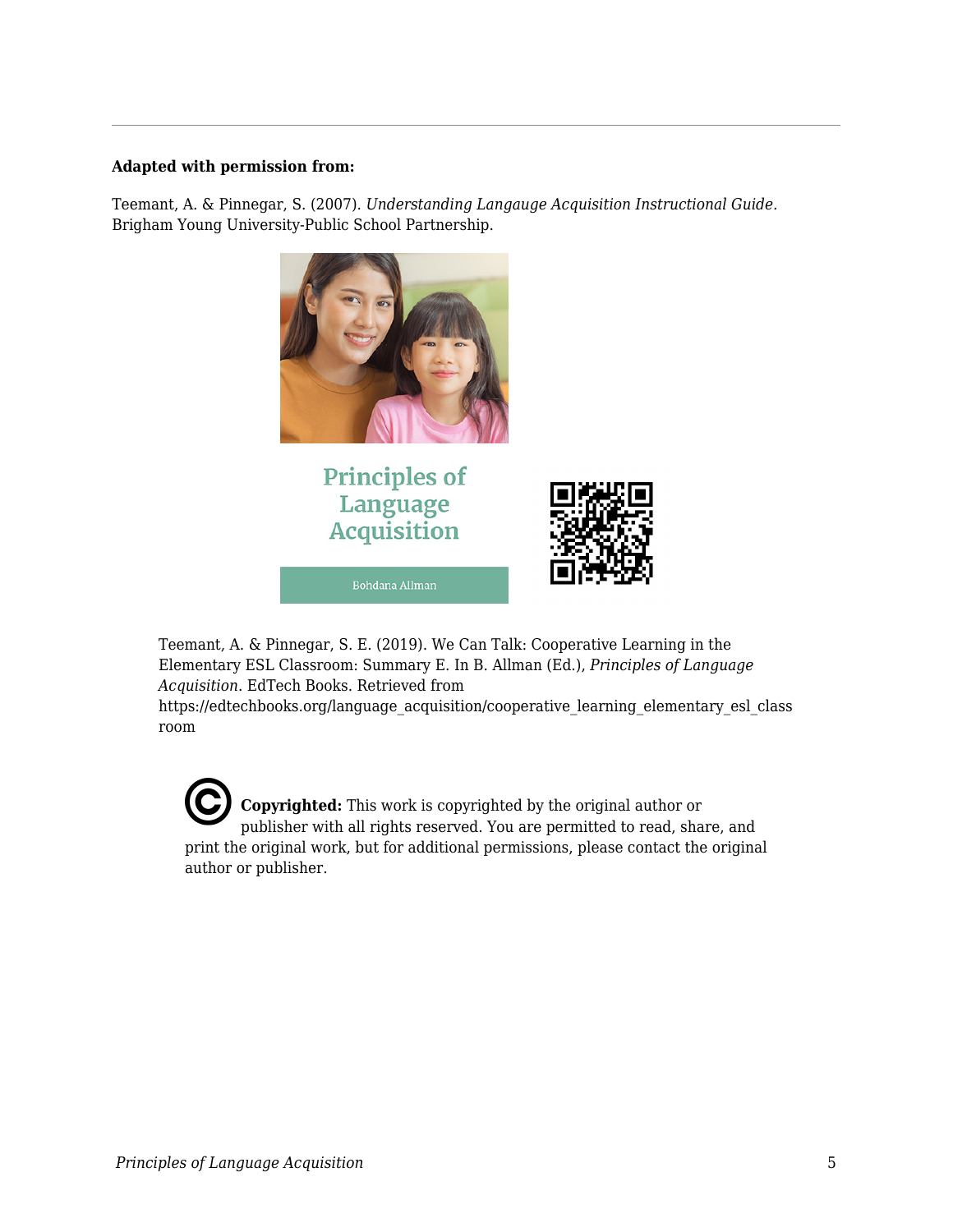**Adapted with permission from:**

Teemant, A. & Pinnegar, S. (2007). *Understanding Langauge Acquisition Instructional Guide*. Brigham Young University-Public School Partnership.

Teemant, A. & Pinnegar, S. E. (2019). We Can Talk: Cooperative Learning in the Elementary ESL Classroom: Summary E. In B. Allman (Ed.), *Principles of Language Acquisition*. EdTech Books. Retrieved from https://edtechbooks.org/language_acquisition/cooperative_learning_elementary_esl_classroom

**Copyrighted:** This work is copyrighted by the original author or publisher with all rights reserved. You are permitted to read, share, and print the original work, but for additional permissions, please contact the original author or publisher.